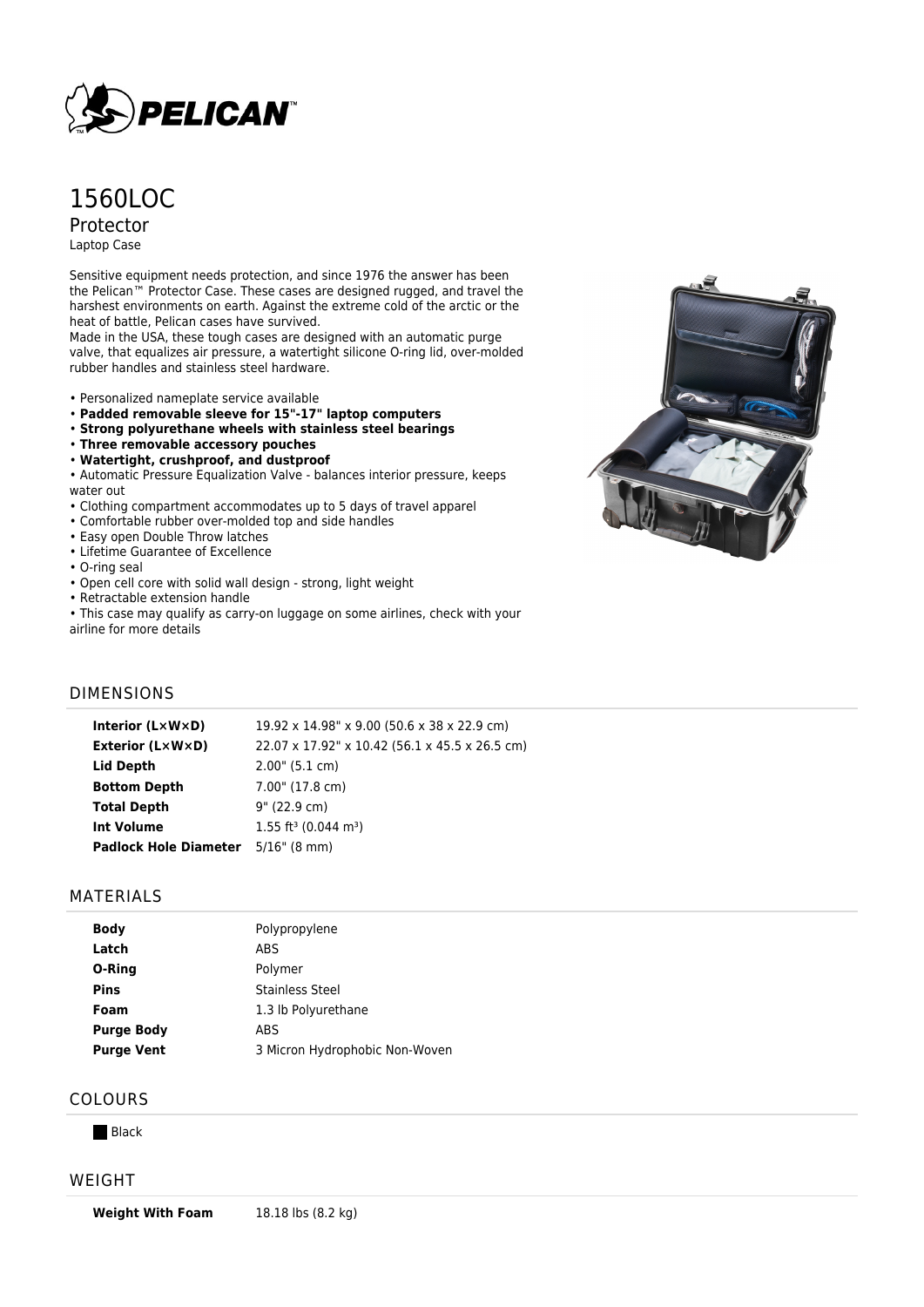# 1560LOC

## Protector

Laptop Case

Sensitive equipment needs protection, and since 1976 the answer has been the Pelican™ Protector Case. These cases are designed rugged, and travel the harshest environments on earth. Against the extreme cold of the arctic or the heat of battle, Pelican cases have survived.
Made in the USA, these tough cases are designed with an automatic purge valve, that equalizes air pressure, a watertight silicone O-ring lid, over-molded rubber handles and stainless steel hardware.

- Personalized nameplate service available
- **Padded removable sleeve for 15"-17" laptop computers**
- **Strong polyurethane wheels with stainless steel bearings**
- **Three removable accessory pouches**
- **Watertight, crushproof, and dustproof**
- Automatic Pressure Equalization Valve - balances interior pressure, keeps water out
- Clothing compartment accommodates up to 5 days of travel apparel
- Comfortable rubber over-molded top and side handles
- Easy open Double Throw latches
- Lifetime Guarantee of Excellence
- O-ring seal
- Open cell core with solid wall design - strong, light weight
- Retractable extension handle
- This case may qualify as carry-on luggage on some airlines, check with your airline for more details

## DIMENSIONS

| | |
|---|---|
| **Interior (L×W×D)** | 19.92 x 14.98" x 9.00 (50.6 x 38 x 22.9 cm) |
| **Exterior (L×W×D)** | 22.07 x 17.92" x 10.42 (56.1 x 45.5 x 26.5 cm) |
| **Lid Depth** | 2.00" (5.1 cm) |
| **Bottom Depth** | 7.00" (17.8 cm) |
| **Total Depth** | 9" (22.9 cm) |
| **Int Volume** | 1.55 $ft^3$ (0.044 $m^3$) |
| **Padlock Hole Diameter** | 5/16" (8 mm) |

## MATERIALS

| | |
|---|---|
| **Body** | Polypropylene |
| **Latch** | ABS |
| **O-Ring** | Polymer |
| **Pins** | Stainless Steel |
| **Foam** | 1.3 lb Polyurethane |
| **Purge Body** | ABS |
| **Purge Vent** | 3 Micron Hydrophobic Non-Woven |

## COLOURS

- Black

## WEIGHT

| | |
|---|---|
| **Weight With Foam** | 18.18 lbs (8.2 kg) |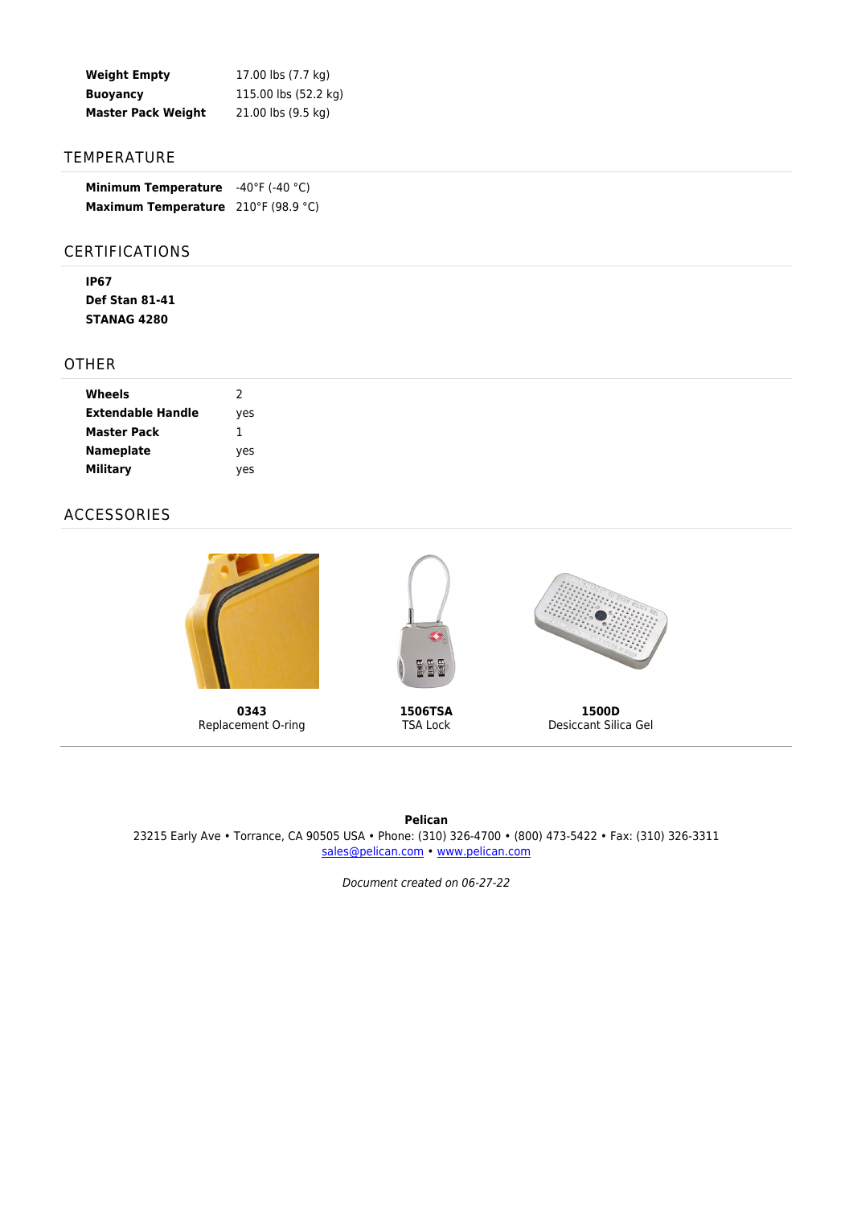| | |
|---|---|
| **Weight Empty** | 17.00 lbs (7.7 kg) |
| **Buoyancy** | 115.00 lbs (52.2 kg) |
| **Master Pack Weight** | 21.00 lbs (9.5 kg) |

## TEMPERATURE

| | |
|---|---|
| **Minimum Temperature** | -40°F (-40 °C) |
| **Maximum Temperature** | 210°F (98.9 °C) |

## CERTIFICATIONS

**IP67**
**Def Stan 81-41**
**STANAG 4280**

## OTHER

| | |
|---|---|
| **Wheels** | 2 |
| **Extendable Handle** | yes |
| **Master Pack** | 1 |
| **Nameplate** | yes |
| **Military** | yes |

## ACCESSORIES

**0343**
Replacement O-ring

**1506TSA**
TSA Lock

**1500D**
Desiccant Silica Gel

**Pelican**
23215 Early Ave • Torrance, CA 90505 USA • Phone: (310) 326-4700 • (800) 473-5422 • Fax: (310) 326-3311
sales@pelican.com • www.pelican.com

*Document created on 06-27-22*